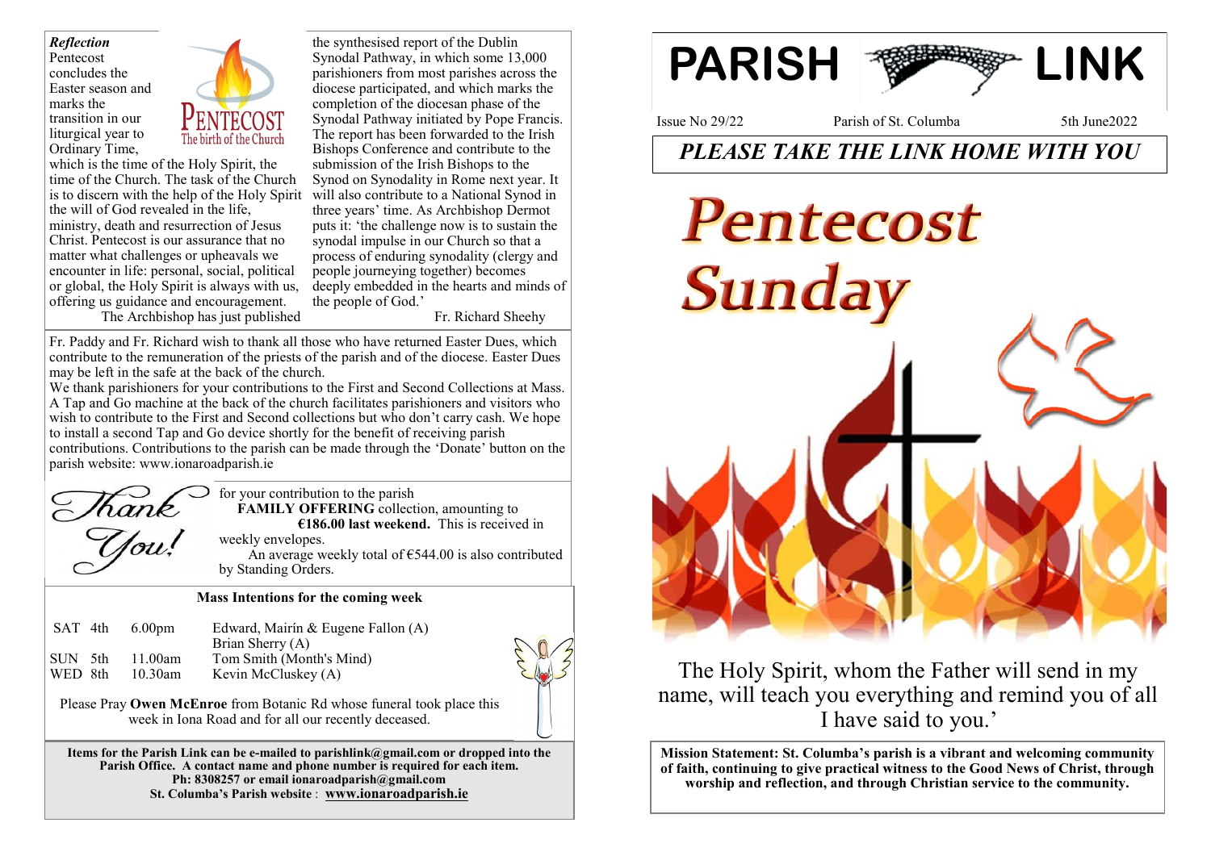# PARISH LINK

Issue No 29/22 — Parish of St. Columba — 5th June2022

## *PLEASE TAKE THE LINK HOME WITH YOU*

# Pentecost Sunday

The Holy Spirit, whom the Father will send in my name, will teach you everything and remind you of all I have said to you.'

**Mission Statement: St. Columba's parish is a vibrant and welcoming community of faith, continuing to give practical witness to the Good News of Christ, through worship and reflection, and through Christian service to the community.**

### *Reflection*

PENTECOST
The birth of the Church

Pentecost concludes the Easter season and marks the transition in our liturgical year to Ordinary Time, which is the time of the Holy Spirit, the time of the Church. The task of the Church is to discern with the help of the Holy Spirit the will of God revealed in the life, ministry, death and resurrection of Jesus Christ. Pentecost is our assurance that no matter what challenges or upheavals we encounter in life: personal, social, political or global, the Holy Spirit is always with us, offering us guidance and encouragement.

The Archbishop has just published the synthesised report of the Dublin Synodal Pathway, in which some 13,000 parishioners from most parishes across the diocese participated, and which marks the completion of the diocesan phase of the Synodal Pathway initiated by Pope Francis. The report has been forwarded to the Irish Bishops Conference and contribute to the submission of the Irish Bishops to the Synod on Synodality in Rome next year. It will also contribute to a National Synod in three years' time. As Archbishop Dermot puts it: 'the challenge now is to sustain the synodal impulse in our Church so that a process of enduring synodality (clergy and people journeying together) becomes deeply embedded in the hearts and minds of the people of God.'

Fr. Richard Sheehy

Fr. Paddy and Fr. Richard wish to thank all those who have returned Easter Dues, which contribute to the remuneration of the priests of the parish and of the diocese. Easter Dues may be left in the safe at the back of the church.

We thank parishioners for your contributions to the First and Second Collections at Mass. A Tap and Go machine at the back of the church facilitates parishioners and visitors who wish to contribute to the First and Second collections but who don't carry cash. We hope to install a second Tap and Go device shortly for the benefit of receiving parish contributions. Contributions to the parish can be made through the 'Donate' button on the parish website: www.ionaroadparish.ie

*Thank You!* for your contribution to the parish **FAMILY OFFERING** collection, amounting to **€186.00 last weekend.** This is received in weekly envelopes.

An average weekly total of €544.00 is also contributed by Standing Orders.

### Mass Intentions for the coming week

| | | |
|---|---|---|
| SAT 4th | 6.00pm | Edward, Mairín & Eugene Fallon (A) |
| | | Brian Sherry (A) |
| SUN 5th | 11.00am | Tom Smith (Month's Mind) |
| WED 8th | 10.30am | Kevin McCluskey (A) |

Please Pray **Owen McEnroe** from Botanic Rd whose funeral took place this week in Iona Road and for all our recently deceased.

**Items for the Parish Link can be e-mailed to parishlink@gmail.com or dropped into the Parish Office. A contact name and phone number is required for each item.**
**Ph: 8308257 or email ionaroadparish@gmail.com**
**St. Columba's Parish website : www.ionaroadparish.ie**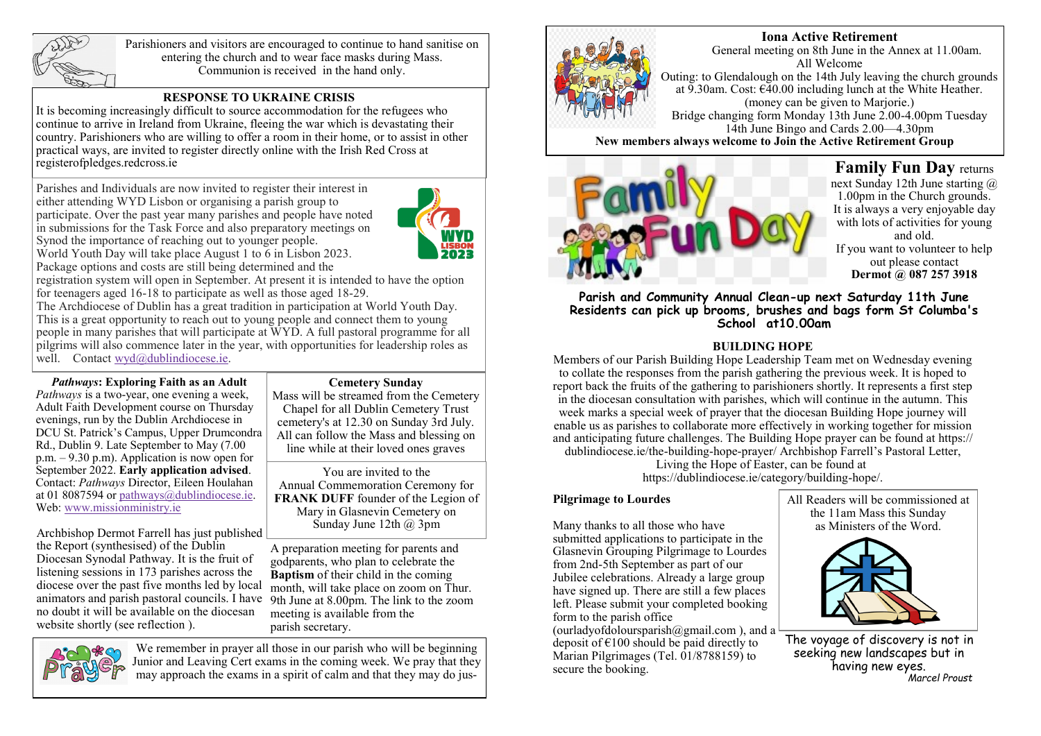Parishioners and visitors are encouraged to continue to hand sanitise on entering the church and to wear face masks during Mass. Communion is received in the hand only.

## RESPONSE TO UKRAINE CRISIS

It is becoming increasingly difficult to source accommodation for the refugees who continue to arrive in Ireland from Ukraine, fleeing the war which is devastating their country. Parishioners who are willing to offer a room in their home, or to assist in other practical ways, are invited to register directly online with the Irish Red Cross at registerofpledges.redcross.ie

Parishes and Individuals are now invited to register their interest in either attending WYD Lisbon or organising a parish group to participate. Over the past year many parishes and people have noted in submissions for the Task Force and also preparatory meetings on Synod the importance of reaching out to younger people.
World Youth Day will take place August 1 to 6 in Lisbon 2023. Package options and costs are still being determined and the registration system will open in September. At present it is intended to have the option for teenagers aged 16-18 to participate as well as those aged 18-29.
The Archdiocese of Dublin has a great tradition in participation at World Youth Day. This is a great opportunity to reach out to young people and connect them to young people in many parishes that will participate at WYD. A full pastoral programme for all pilgrims will also commence later in the year, with opportunities for leadership roles as well. Contact wyd@dublindiocese.ie.

***Pathways*: Exploring Faith as an Adult**
*Pathways* is a two-year, one evening a week, Adult Faith Development course on Thursday evenings, run by the Dublin Archdiocese in DCU St. Patrick's Campus, Upper Drumcondra Rd., Dublin 9. Late September to May (7.00 p.m. – 9.30 p.m). Application is now open for September 2022. **Early application advised**. Contact: *Pathways* Director, Eileen Houlahan at 01 8087594 or pathways@dublindiocese.ie. Web: www.missionministry.ie

Archbishop Dermot Farrell has just published the Report (synthesised) of the Dublin Diocesan Synodal Pathway. It is the fruit of listening sessions in 173 parishes across the diocese over the past five months led by local animators and parish pastoral councils. I have no doubt it will be available on the diocesan website shortly (see reflection ).

**Cemetery Sunday**
Mass will be streamed from the Cemetery Chapel for all Dublin Cemetery Trust cemetery's at 12.30 on Sunday 3rd July. All can follow the Mass and blessing on line while at their loved ones graves

You are invited to the Annual Commemoration Ceremony for **FRANK DUFF** founder of the Legion of Mary in Glasnevin Cemetery on Sunday June 12th @ 3pm

A preparation meeting for parents and godparents, who plan to celebrate the **Baptism** of their child in the coming month, will take place on zoom on Thur. 9th June at 8.00pm. The link to the zoom meeting is available from the parish secretary.

We remember in prayer all those in our parish who will be beginning Junior and Leaving Cert exams in the coming week. We pray that they may approach the exams in a spirit of calm and that they may do jus-

## Iona Active Retirement

General meeting on 8th June in the Annex at 11.00am. All Welcome
Outing: to Glendalough on the 14th July leaving the church grounds at 9.30am. Cost: €40.00 including lunch at the White Heather. (money can be given to Marjorie.)
Bridge changing form Monday 13th June 2.00-4.00pm Tuesday 14th June Bingo and Cards 2.00—4.30pm
**New members always welcome to Join the Active Retirement Group**

**Family Fun Day** returns next Sunday 12th June starting @ 1.00pm in the Church grounds. It is always a very enjoyable day with lots of activities for young and old.
If you want to volunteer to help out please contact
**Dermot @ 087 257 3918**

**Parish and Community Annual Clean-up next Saturday 11th June Residents can pick up brooms, brushes and bags form St Columba's School at10.00am**

## BUILDING HOPE

Members of our Parish Building Hope Leadership Team met on Wednesday evening to collate the responses from the parish gathering the previous week. It is hoped to report back the fruits of the gathering to parishioners shortly. It represents a first step in the diocesan consultation with parishes, which will continue in the autumn. This week marks a special week of prayer that the diocesan Building Hope journey will enable us as parishes to collaborate more effectively in working together for mission and anticipating future challenges. The Building Hope prayer can be found at https://dublindiocese.ie/the-building-hope-prayer/ Archbishop Farrell's Pastoral Letter, Living the Hope of Easter, can be found at https://dublindiocese.ie/category/building-hope/.

**Pilgrimage to Lourdes**

Many thanks to all those who have submitted applications to participate in the Glasnevin Grouping Pilgrimage to Lourdes from 2nd-5th September as part of our Jubilee celebrations. Already a large group have signed up. There are still a few places left. Please submit your completed booking form to the parish office (ourladyofdoloursparish@gmail.com ), and a deposit of €100 should be paid directly to Marian Pilgrimages (Tel. 01/8788159) to secure the booking.

All Readers will be commissioned at the 11am Mass this Sunday as Ministers of the Word.

The voyage of discovery is not in seeking new landscapes but in having new eyes.
*Marcel Proust*